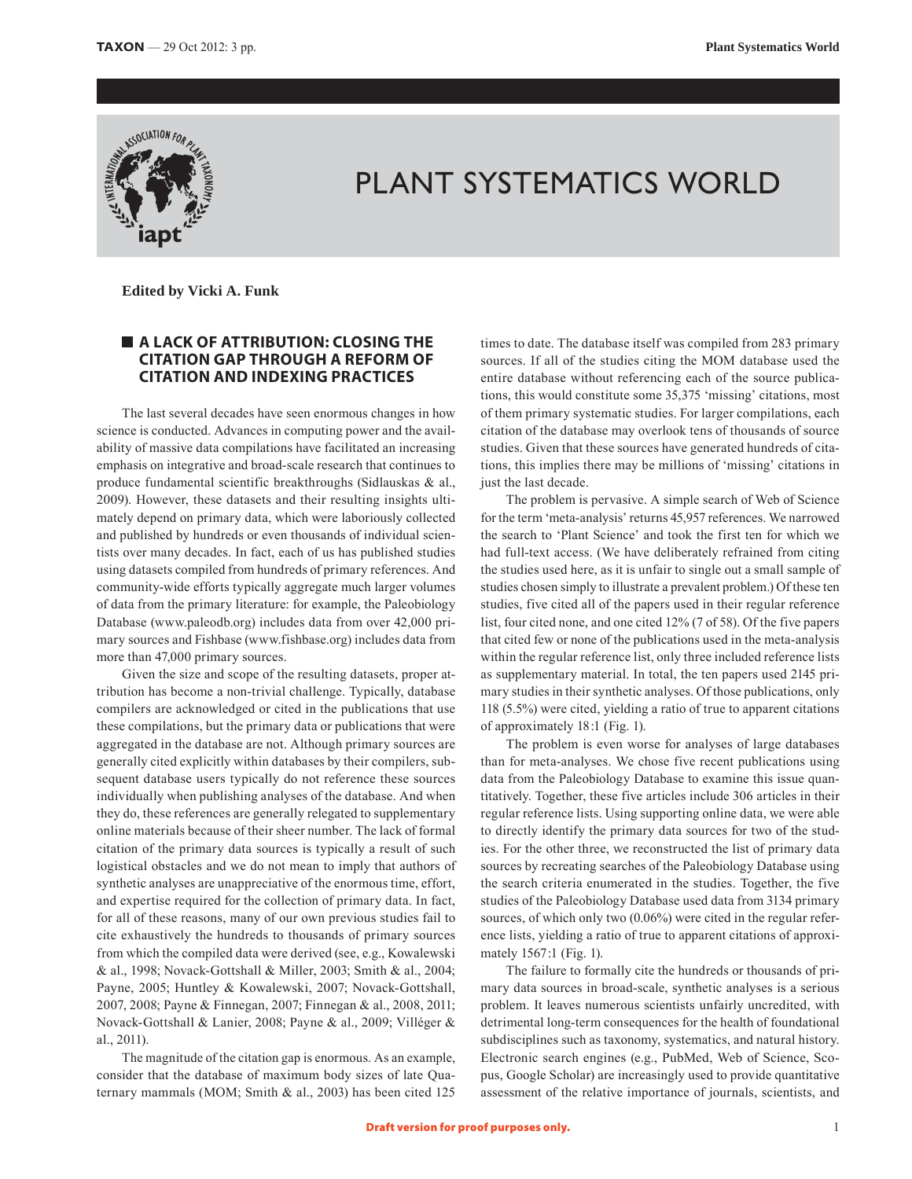# PLANT SYSTEMATICS WORLD

**Edited by Vicki A. Funk**

## A LACK OF ATTRIBUTION: CLOSING THE CITATION GAP THROUGH A REFORM OF CITATION AND INDEXING PRACTICES

The last several decades have seen enormous changes in how science is conducted. Advances in computing power and the availability of massive data compilations have facilitated an increasing emphasis on integrative and broad-scale research that continues to produce fundamental scientific breakthroughs (Sidlauskas & al., 2009). However, these datasets and their resulting insights ultimately depend on primary data, which were laboriously collected and published by hundreds or even thousands of individual scientists over many decades. In fact, each of us has published studies using datasets compiled from hundreds of primary references. And community-wide efforts typically aggregate much larger volumes of data from the primary literature: for example, the Paleobiology Database (www.paleodb.org) includes data from over 42,000 primary sources and Fishbase (www.fishbase.org) includes data from more than 47,000 primary sources.

Given the size and scope of the resulting datasets, proper attribution has become a non-trivial challenge. Typically, database compilers are acknowledged or cited in the publications that use these compilations, but the primary data or publications that were aggregated in the database are not. Although primary sources are generally cited explicitly within databases by their compilers, subsequent database users typically do not reference these sources individually when publishing analyses of the database. And when they do, these references are generally relegated to supplementary online materials because of their sheer number. The lack of formal citation of the primary data sources is typically a result of such logistical obstacles and we do not mean to imply that authors of synthetic analyses are unappreciative of the enormous time, effort, and expertise required for the collection of primary data. In fact, for all of these reasons, many of our own previous studies fail to cite exhaustively the hundreds to thousands of primary sources from which the compiled data were derived (see, e.g., Kowalewski & al., 1998; Novack-Gottshall & Miller, 2003; Smith & al., 2004; Payne, 2005; Huntley & Kowalewski, 2007; Novack-Gottshall, 2007, 2008; Payne & Finnegan, 2007; Finnegan & al., 2008, 2011; Novack-Gottshall & Lanier, 2008; Payne & al., 2009; Villéger & al., 2011).

The magnitude of the citation gap is enormous. As an example, consider that the database of maximum body sizes of late Quaternary mammals (MOM; Smith & al., 2003) has been cited 125 times to date. The database itself was compiled from 283 primary sources. If all of the studies citing the MOM database used the entire database without referencing each of the source publications, this would constitute some 35,375 'missing' citations, most of them primary systematic studies. For larger compilations, each citation of the database may overlook tens of thousands of source studies. Given that these sources have generated hundreds of citations, this implies there may be millions of 'missing' citations in just the last decade.

The problem is pervasive. A simple search of Web of Science for the term 'meta-analysis' returns 45,957 references. We narrowed the search to 'Plant Science' and took the first ten for which we had full-text access. (We have deliberately refrained from citing the studies used here, as it is unfair to single out a small sample of studies chosen simply to illustrate a prevalent problem.) Of these ten studies, five cited all of the papers used in their regular reference list, four cited none, and one cited 12% (7 of 58). Of the five papers that cited few or none of the publications used in the meta-analysis within the regular reference list, only three included reference lists as supplementary material. In total, the ten papers used 2145 primary studies in their synthetic analyses. Of those publications, only 118 (5.5%) were cited, yielding a ratio of true to apparent citations of approximately 18:1 (Fig. 1).

The problem is even worse for analyses of large databases than for meta-analyses. We chose five recent publications using data from the Paleobiology Database to examine this issue quantitatively. Together, these five articles include 306 articles in their regular reference lists. Using supporting online data, we were able to directly identify the primary data sources for two of the studies. For the other three, we reconstructed the list of primary data sources by recreating searches of the Paleobiology Database using the search criteria enumerated in the studies. Together, the five studies of the Paleobiology Database used data from 3134 primary sources, of which only two (0.06%) were cited in the regular reference lists, yielding a ratio of true to apparent citations of approximately 1567:1 (Fig. 1).

The failure to formally cite the hundreds or thousands of primary data sources in broad-scale, synthetic analyses is a serious problem. It leaves numerous scientists unfairly uncredited, with detrimental long-term consequences for the health of foundational subdisciplines such as taxonomy, systematics, and natural history. Electronic search engines (e.g., PubMed, Web of Science, Scopus, Google Scholar) are increasingly used to provide quantitative assessment of the relative importance of journals, scientists, and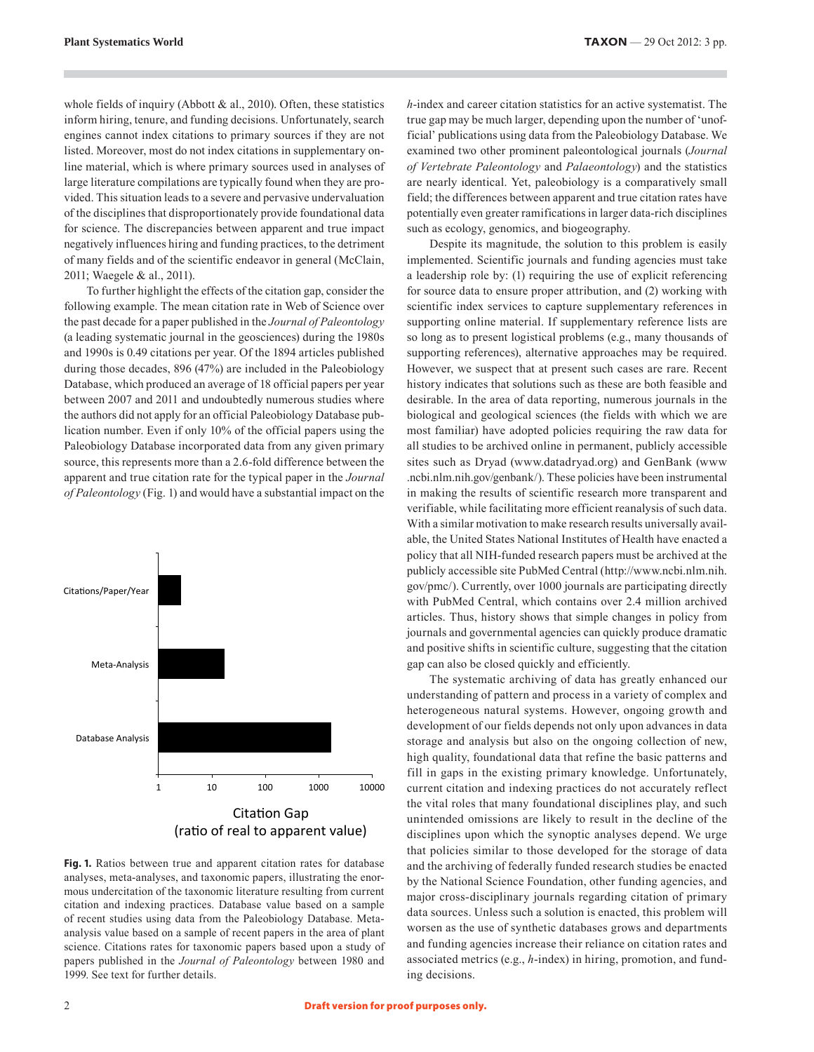whole fields of inquiry (Abbott & al., 2010). Often, these statistics inform hiring, tenure, and funding decisions. Unfortunately, search engines cannot index citations to primary sources if they are not listed. Moreover, most do not index citations in supplementary online material, which is where primary sources used in analyses of large literature compilations are typically found when they are provided. This situation leads to a severe and pervasive undervaluation of the disciplines that disproportionately provide foundational data for science. The discrepancies between apparent and true impact negatively influences hiring and funding practices, to the detriment of many fields and of the scientific endeavor in general (McClain, 2011; Waegele & al., 2011).

To further highlight the effects of the citation gap, consider the following example. The mean citation rate in Web of Science over the past decade for a paper published in the *Journal of Paleontology* (a leading systematic journal in the geosciences) during the 1980s and 1990s is 0.49 citations per year. Of the 1894 articles published during those decades, 896 (47%) are included in the Paleobiology Database, which produced an average of 18 official papers per year between 2007 and 2011 and undoubtedly numerous studies where the authors did not apply for an official Paleobiology Database publication number. Even if only 10% of the official papers using the Paleobiology Database incorporated data from any given primary source, this represents more than a 2.6-fold difference between the apparent and true citation rate for the typical paper in the *Journal of Paleontology* (Fig. 1) and would have a substantial impact on the *h*-index and career citation statistics for an active systematist. The true gap may be much larger, depending upon the number of 'unofficial' publications using data from the Paleobiology Database. We examined two other prominent paleontological journals (*Journal of Vertebrate Paleontology* and *Palaeontology*) and the statistics are nearly identical. Yet, paleobiology is a comparatively small field; the differences between apparent and true citation rates have potentially even greater ramifications in larger data-rich disciplines such as ecology, genomics, and biogeography.

Despite its magnitude, the solution to this problem is easily implemented. Scientific journals and funding agencies must take a leadership role by: (1) requiring the use of explicit referencing for source data to ensure proper attribution, and (2) working with scientific index services to capture supplementary references in supporting online material. If supplementary reference lists are so long as to present logistical problems (e.g., many thousands of supporting references), alternative approaches may be required. However, we suspect that at present such cases are rare. Recent history indicates that solutions such as these are both feasible and desirable. In the area of data reporting, numerous journals in the biological and geological sciences (the fields with which we are most familiar) have adopted policies requiring the raw data for all studies to be archived online in permanent, publicly accessible sites such as Dryad (www.datadryad.org) and GenBank (www.ncbi.nlm.nih.gov/genbank/). These policies have been instrumental in making the results of scientific research more transparent and verifiable, while facilitating more efficient reanalysis of such data. With a similar motivation to make research results universally available, the United States National Institutes of Health have enacted a policy that all NIH-funded research papers must be archived at the publicly accessible site PubMed Central (http://www.ncbi.nlm.nih.gov/pmc/). Currently, over 1000 journals are participating directly with PubMed Central, which contains over 2.4 million archived articles. Thus, history shows that simple changes in policy from journals and governmental agencies can quickly produce dramatic and positive shifts in scientific culture, suggesting that the citation gap can also be closed quickly and efficiently.

The systematic archiving of data has greatly enhanced our understanding of pattern and process in a variety of complex and heterogeneous natural systems. However, ongoing growth and development of our fields depends not only upon advances in data storage and analysis but also on the ongoing collection of new, high quality, foundational data that refine the basic patterns and fill in gaps in the existing primary knowledge. Unfortunately, current citation and indexing practices do not accurately reflect the vital roles that many foundational disciplines play, and such unintended omissions are likely to result in the decline of the disciplines upon which the synoptic analyses depend. We urge that policies similar to those developed for the storage of data and the archiving of federally funded research studies be enacted by the National Science Foundation, other funding agencies, and major cross-disciplinary journals regarding citation of primary data sources. Unless such a solution is enacted, this problem will worsen as the use of synthetic databases grows and departments and funding agencies increase their reliance on citation rates and associated metrics (e.g., *h*-index) in hiring, promotion, and funding decisions.

**Fig. 1.** Ratios between true and apparent citation rates for database analyses, meta-analyses, and taxonomic papers, illustrating the enormous undercitation of the taxonomic literature resulting from current citation and indexing practices. Database value based on a sample of recent studies using data from the Paleobiology Database. Meta-analysis value based on a sample of recent papers in the area of plant science. Citations rates for taxonomic papers based upon a study of papers published in the *Journal of Paleontology* between 1980 and 1999. See text for further details.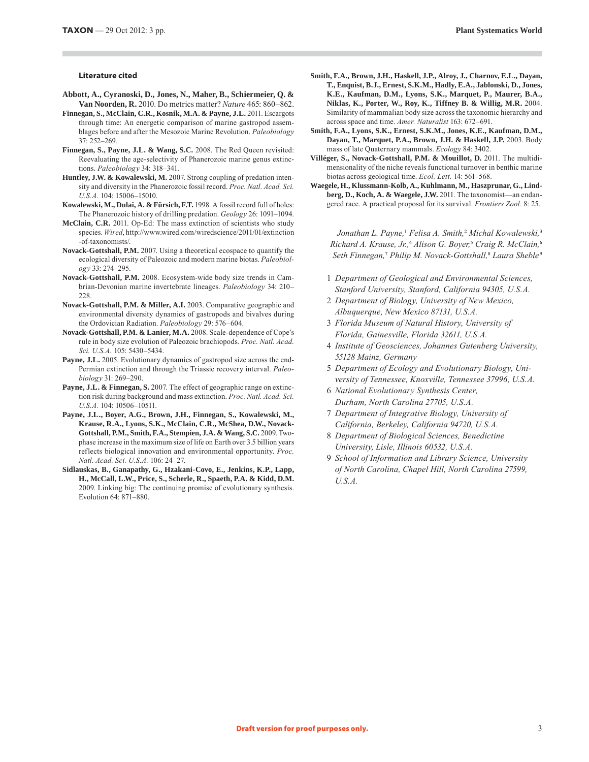### Literature cited

**Abbott, A., Cyranoski, D., Jones, N., Maher, B., Schiermeier, Q. & Van Noorden, R.** 2010. Do metrics matter? *Nature* 465: 860–862.

**Finnegan, S., McClain, C.R., Kosnik, M.A. & Payne, J.L.** 2011. Escargots through time: An energetic comparison of marine gastropod assemblages before and after the Mesozoic Marine Revolution. *Paleobiology* 37: 252–269.

**Finnegan, S., Payne, J.L. & Wang, S.C.** 2008. The Red Queen revisited: Reevaluating the age-selectivity of Phanerozoic marine genus extinctions. *Paleobiology* 34: 318–341.

**Huntley, J.W. & Kowalewski, M.** 2007. Strong coupling of predation intensity and diversity in the Phanerozoic fossil record. *Proc. Natl. Acad. Sci. U.S.A.* 104: 15006–15010.

**Kowalewski, M., Dulai, A. & Fürsich, F.T.** 1998. A fossil record full of holes: The Phanerozoic history of drilling predation. *Geology* 26: 1091–1094.

**McClain, C.R.** 2011. Op-Ed: The mass extinction of scientists who study species. *Wired*, http://www.wired.com/wiredscience/2011/01/extinction-of-taxonomists/.

**Novack-Gottshall, P.M.** 2007. Using a theoretical ecospace to quantify the ecological diversity of Paleozoic and modern marine biotas. *Paleobiology* 33: 274–295.

**Novack-Gottshall, P.M.** 2008. Ecosystem-wide body size trends in Cambrian-Devonian marine invertebrate lineages. *Paleobiology* 34: 210–228.

**Novack-Gottshall, P.M. & Miller, A.I.** 2003. Comparative geographic and environmental diversity dynamics of gastropods and bivalves during the Ordovician Radiation. *Paleobiology* 29: 576–604.

**Novack-Gottshall, P.M. & Lanier, M.A.** 2008. Scale-dependence of Cope's rule in body size evolution of Paleozoic brachiopods. *Proc. Natl. Acad. Sci. U.S.A.* 105: 5430–5434.

**Payne, J.L.** 2005. Evolutionary dynamics of gastropod size across the end-Permian extinction and through the Triassic recovery interval. *Paleobiology* 31: 269–290.

**Payne, J.L. & Finnegan, S.** 2007. The effect of geographic range on extinction risk during background and mass extinction. *Proc. Natl. Acad. Sci. U.S.A.* 104: 10506–10511.

**Payne, J.L., Boyer, A.G., Brown, J.H., Finnegan, S., Kowalewski, M., Krause, R.A., Lyons, S.K., McClain, C.R., McShea, D.W., Novack-Gottshall, P.M., Smith, F.A., Stempien, J.A. & Wang, S.C.** 2009. Two-phase increase in the maximum size of life on Earth over 3.5 billion years reflects biological innovation and environmental opportunity. *Proc. Natl. Acad. Sci. U.S.A.* 106: 24–27.

**Sidlauskas, B., Ganapathy, G., Hzakani-Covo, E., Jenkins, K.P., Lapp, H., McCall, L.W., Price, S., Scherle, R., Spaeth, P.A. & Kidd, D.M.** 2009. Linking big: The continuing promise of evolutionary synthesis. Evolution 64: 871–880.

**Smith, F.A., Brown, J.H., Haskell, J.P., Alroy, J., Charnov, E.L., Dayan, T., Enquist, B.J., Ernest, S.K.M., Hadly, E.A., Jablonski, D., Jones, K.E., Kaufman, D.M., Lyons, S.K., Marquet, P., Maurer, B.A., Niklas, K., Porter, W., Roy, K., Tiffney B. & Willig, M.R.** 2004. Similarity of mammalian body size across the taxonomic hierarchy and across space and time. *Amer. Naturalist* 163: 672–691.

**Smith, F.A., Lyons, S.K., Ernest, S.K.M., Jones, K.E., Kaufman, D.M., Dayan, T., Marquet, P.A., Brown, J.H. & Haskell, J.P.** 2003. Body mass of late Quaternary mammals. *Ecology* 84: 3402.

**Villéger, S., Novack-Gottshall, P.M. & Mouillot, D.** 2011. The multidimensionality of the niche reveals functional turnover in benthic marine biotas across geological time. *Ecol. Lett.* 14: 561–568.

**Waegele, H., Klussmann-Kolb, A., Kuhlmann, M., Haszprunar, G., Lindberg, D., Koch, A. & Waegele, J.W.** 2011. The taxonomist—an endangered race. A practical proposal for its survival. *Frontiers Zool.* 8: 25.

*Jonathan L. Payne,[1] Felisa A. Smith,[2] Michal Kowalewski,[3] Richard A. Krause, Jr.,[4] Alison G. Boyer,[5] Craig R. McClain,[6] Seth Finnegan,[7] Philip M. Novack-Gottshall,[8] Laura Sheble[9]*

1 *Department of Geological and Environmental Sciences, Stanford University, Stanford, California 94305, U.S.A.*
2 *Department of Biology, University of New Mexico, Albuquerque, New Mexico 87131, U.S.A.*
3 *Florida Museum of Natural History, University of Florida, Gainesville, Florida 32611, U.S.A.*
4 *Institute of Geosciences, Johannes Gutenberg University, 55128 Mainz, Germany*
5 *Department of Ecology and Evolutionary Biology, University of Tennessee, Knoxville, Tennessee 37996, U.S.A.*
6 *National Evolutionary Synthesis Center, Durham, North Carolina 27705, U.S.A.*
7 *Department of Integrative Biology, University of California, Berkeley, California 94720, U.S.A.*
8 *Department of Biological Sciences, Benedictine University, Lisle, Illinois 60532, U.S.A.*
9 *School of Information and Library Science, University of North Carolina, Chapel Hill, North Carolina 27599, U.S.A.*

Draft version for proof purposes only.